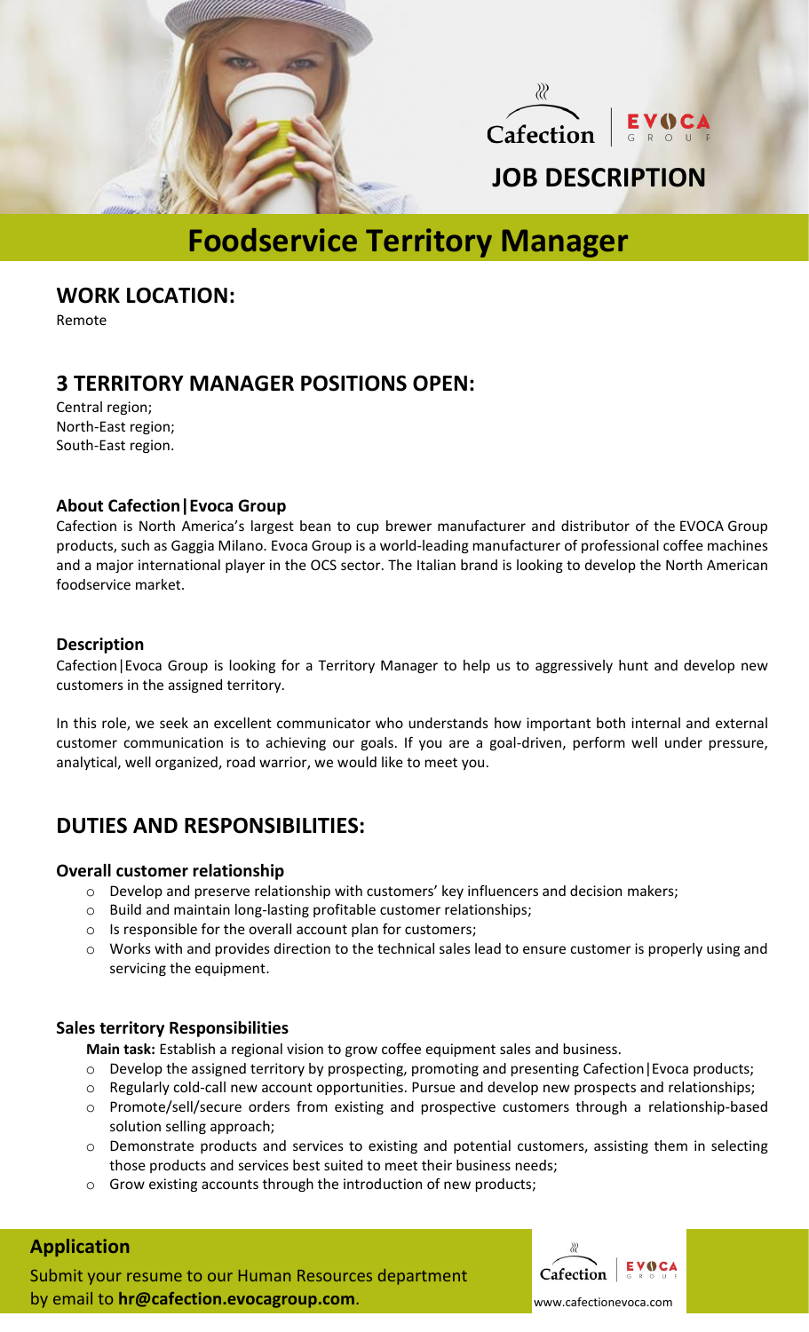# JOB DESCRIPTION

# Foodservice Territory Manager

## WORK LOCATION:

Remote

## 3 TERRITORY MANAGER POSITIONS OPEN:

Central region;
North-East region;
South-East region.

### About Cafection|Evoca Group

Cafection is North America's largest bean to cup brewer manufacturer and distributor of the EVOCA Group products, such as Gaggia Milano. Evoca Group is a world-leading manufacturer of professional coffee machines and a major international player in the OCS sector. The Italian brand is looking to develop the North American foodservice market.

### Description

Cafection|Evoca Group is looking for a Territory Manager to help us to aggressively hunt and develop new customers in the assigned territory.

In this role, we seek an excellent communicator who understands how important both internal and external customer communication is to achieving our goals. If you are a goal-driven, perform well under pressure, analytical, well organized, road warrior, we would like to meet you.

## DUTIES AND RESPONSIBILITIES:

### Overall customer relationship

- Develop and preserve relationship with customers' key influencers and decision makers;
- Build and maintain long-lasting profitable customer relationships;
- Is responsible for the overall account plan for customers;
- Works with and provides direction to the technical sales lead to ensure customer is properly using and servicing the equipment.

### Sales territory Responsibilities

**Main task:** Establish a regional vision to grow coffee equipment sales and business.

- Develop the assigned territory by prospecting, promoting and presenting Cafection|Evoca products;
- Regularly cold-call new account opportunities. Pursue and develop new prospects and relationships;
- Promote/sell/secure orders from existing and prospective customers through a relationship-based solution selling approach;
- Demonstrate products and services to existing and potential customers, assisting them in selecting those products and services best suited to meet their business needs;
- Grow existing accounts through the introduction of new products;

### Application

Submit your resume to our Human Resources department by email to **hr@cafection.evocagroup.com**.

www.cafectionevoca.com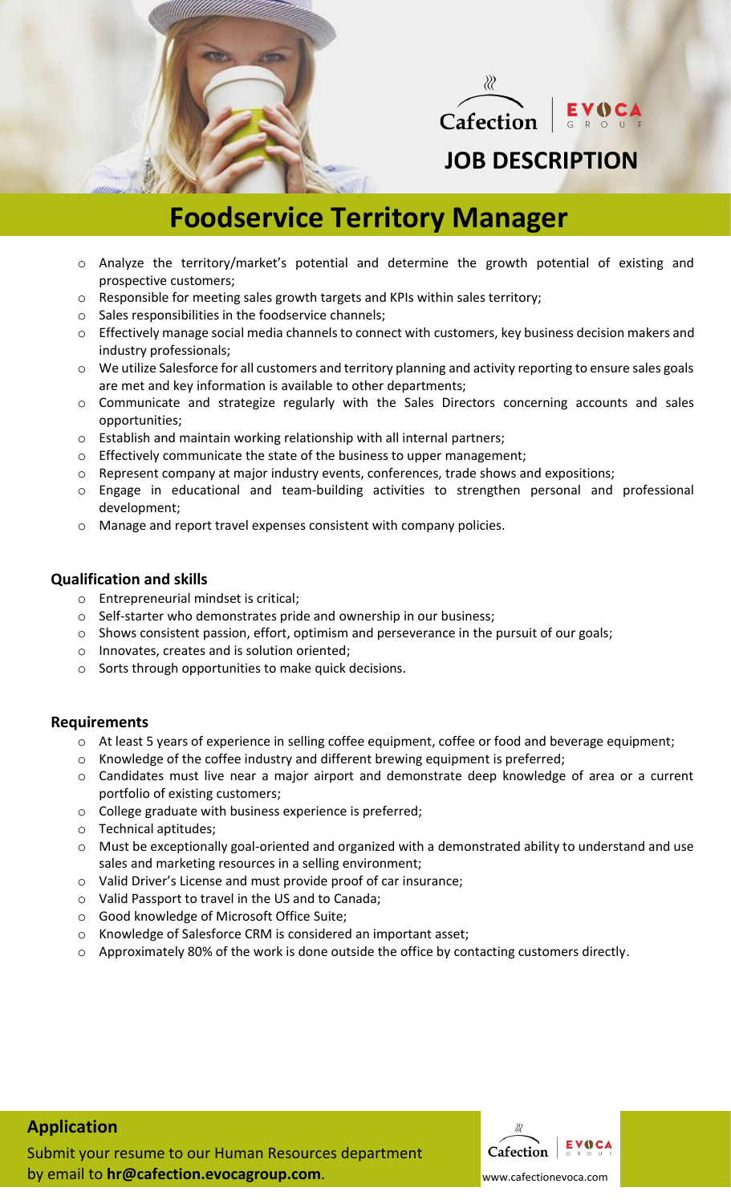Cafection | EVOCA GROUP

# JOB DESCRIPTION

## Foodservice Territory Manager

- Analyze the territory/market's potential and determine the growth potential of existing and prospective customers;
- Responsible for meeting sales growth targets and KPIs within sales territory;
- Sales responsibilities in the foodservice channels;
- Effectively manage social media channels to connect with customers, key business decision makers and industry professionals;
- We utilize Salesforce for all customers and territory planning and activity reporting to ensure sales goals are met and key information is available to other departments;
- Communicate and strategize regularly with the Sales Directors concerning accounts and sales opportunities;
- Establish and maintain working relationship with all internal partners;
- Effectively communicate the state of the business to upper management;
- Represent company at major industry events, conferences, trade shows and expositions;
- Engage in educational and team-building activities to strengthen personal and professional development;
- Manage and report travel expenses consistent with company policies.

### Qualification and skills

- Entrepreneurial mindset is critical;
- Self-starter who demonstrates pride and ownership in our business;
- Shows consistent passion, effort, optimism and perseverance in the pursuit of our goals;
- Innovates, creates and is solution oriented;
- Sorts through opportunities to make quick decisions.

### Requirements

- At least 5 years of experience in selling coffee equipment, coffee or food and beverage equipment;
- Knowledge of the coffee industry and different brewing equipment is preferred;
- Candidates must live near a major airport and demonstrate deep knowledge of area or a current portfolio of existing customers;
- College graduate with business experience is preferred;
- Technical aptitudes;
- Must be exceptionally goal-oriented and organized with a demonstrated ability to understand and use sales and marketing resources in a selling environment;
- Valid Driver's License and must provide proof of car insurance;
- Valid Passport to travel in the US and to Canada;
- Good knowledge of Microsoft Office Suite;
- Knowledge of Salesforce CRM is considered an important asset;
- Approximately 80% of the work is done outside the office by contacting customers directly.

### Application

Submit your resume to our Human Resources department by email to **hr@cafection.evocagroup.com**.

Cafection | EVOCA GROUP

www.cafectionevoca.com